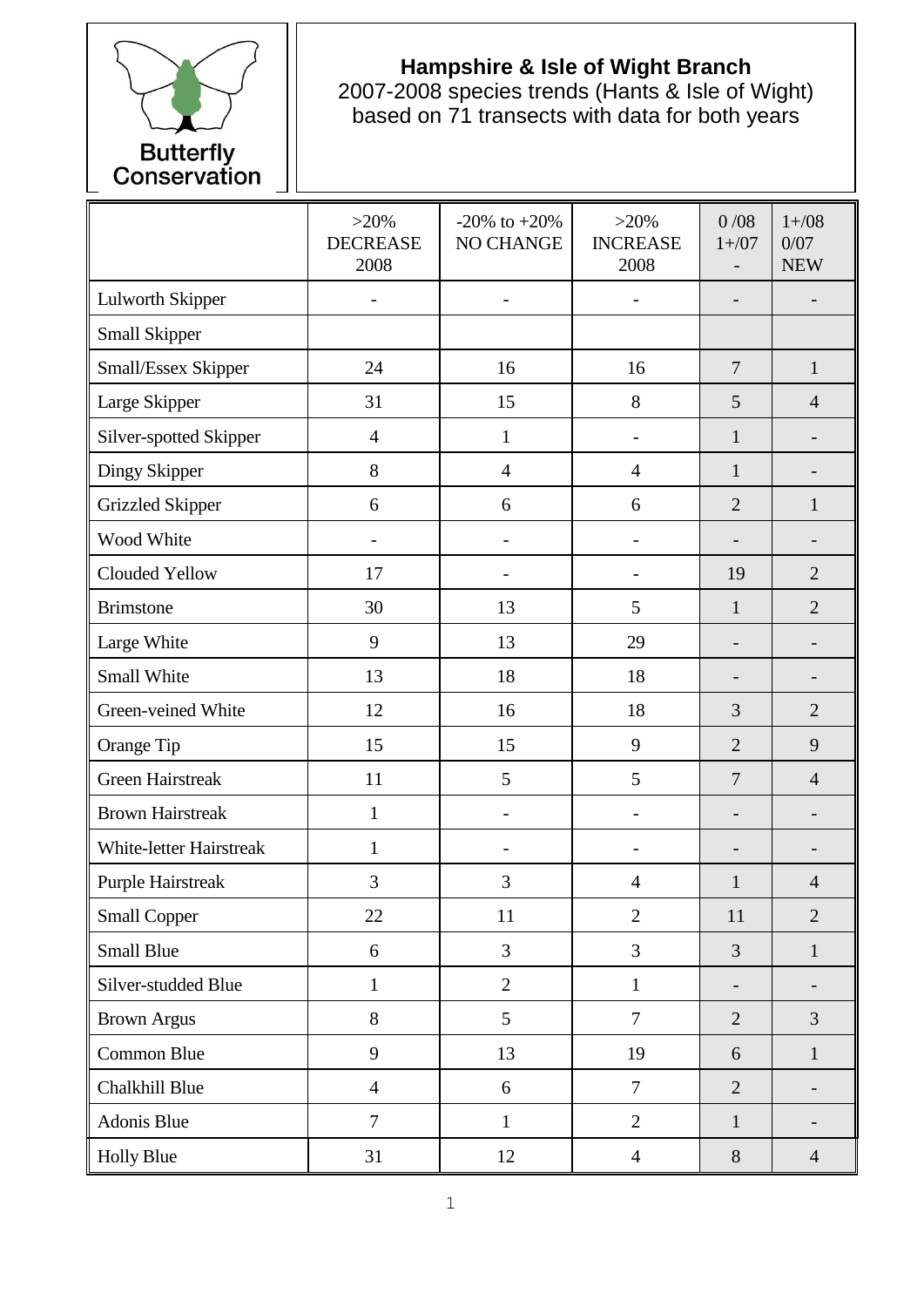Butterfly Conservation

## Hampshire & Isle of Wight Branch

2007-2008 species trends (Hants & Isle of Wight) based on 71 transects with data for both years

| | >20% DECREASE 2008 | -20% to +20% NO CHANGE | >20% INCREASE 2008 | 0 /08 1+/07 - | 1+/08 0/07 NEW |
|---|---|---|---|---|---|
| Lulworth Skipper | - | - | - | - | - |
| Small Skipper | | | | | |
| Small/Essex Skipper | 24 | 16 | 16 | 7 | 1 |
| Large Skipper | 31 | 15 | 8 | 5 | 4 |
| Silver-spotted Skipper | 4 | 1 | - | 1 | - |
| Dingy Skipper | 8 | 4 | 4 | 1 | - |
| Grizzled Skipper | 6 | 6 | 6 | 2 | 1 |
| Wood White | - | - | - | - | - |
| Clouded Yellow | 17 | - | - | 19 | 2 |
| Brimstone | 30 | 13 | 5 | 1 | 2 |
| Large White | 9 | 13 | 29 | - | - |
| Small White | 13 | 18 | 18 | - | - |
| Green-veined White | 12 | 16 | 18 | 3 | 2 |
| Orange Tip | 15 | 15 | 9 | 2 | 9 |
| Green Hairstreak | 11 | 5 | 5 | 7 | 4 |
| Brown Hairstreak | 1 | - | - | - | - |
| White-letter Hairstreak | 1 | - | - | - | - |
| Purple Hairstreak | 3 | 3 | 4 | 1 | 4 |
| Small Copper | 22 | 11 | 2 | 11 | 2 |
| Small Blue | 6 | 3 | 3 | 3 | 1 |
| Silver-studded Blue | 1 | 2 | 1 | - | - |
| Brown Argus | 8 | 5 | 7 | 2 | 3 |
| Common Blue | 9 | 13 | 19 | 6 | 1 |
| Chalkhill Blue | 4 | 6 | 7 | 2 | - |
| Adonis Blue | 7 | 1 | 2 | 1 | - |
| Holly Blue | 31 | 12 | 4 | 8 | 4 |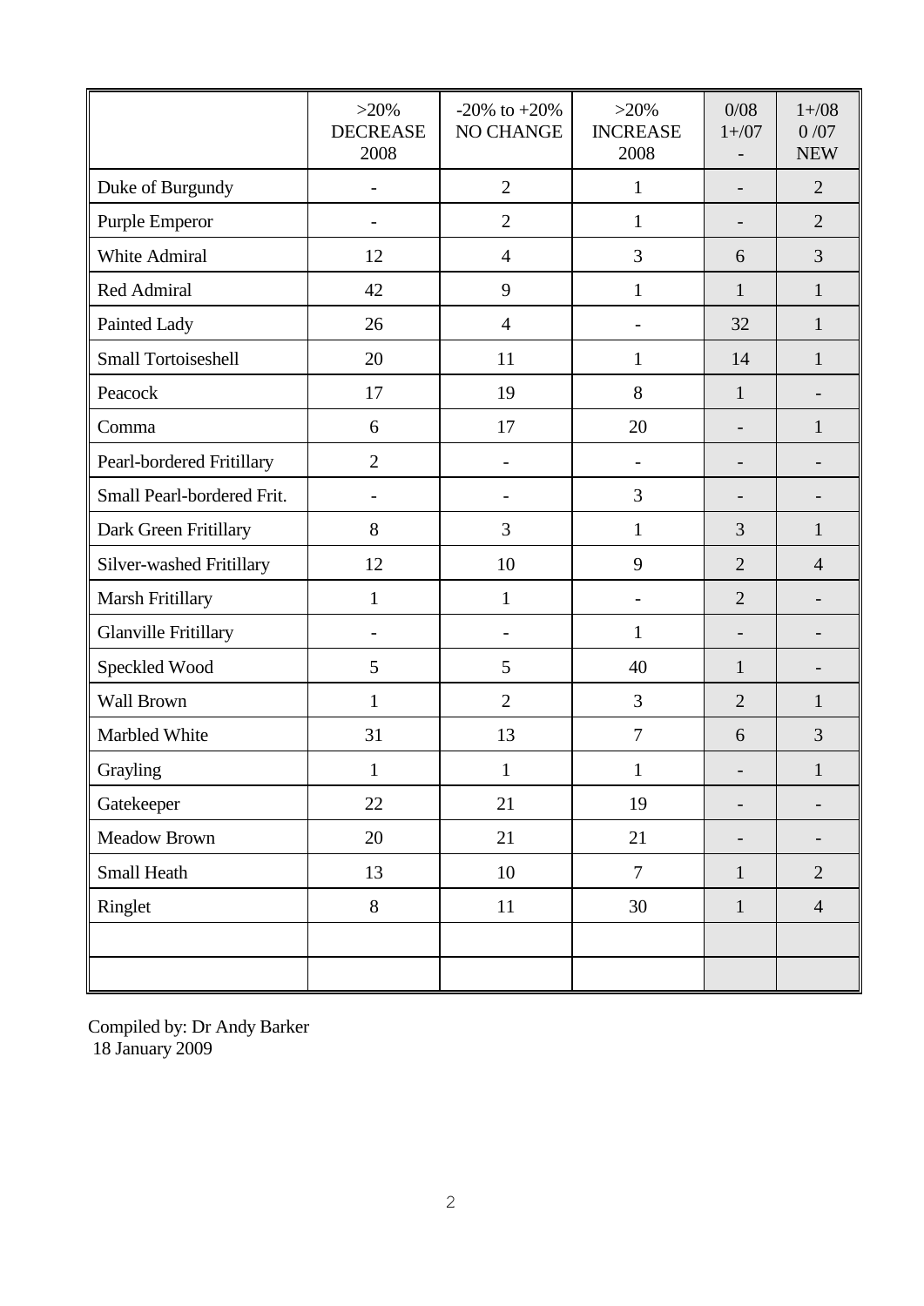| | >20% DECREASE 2008 | -20% to +20% NO CHANGE | >20% INCREASE 2008 | 0/08 1+/07 - | 1+/08 0 /07 NEW |
|---|---|---|---|---|---|
| Duke of Burgundy | - | 2 | 1 | - | 2 |
| Purple Emperor | - | 2 | 1 | - | 2 |
| White Admiral | 12 | 4 | 3 | 6 | 3 |
| Red Admiral | 42 | 9 | 1 | 1 | 1 |
| Painted Lady | 26 | 4 | - | 32 | 1 |
| Small Tortoiseshell | 20 | 11 | 1 | 14 | 1 |
| Peacock | 17 | 19 | 8 | 1 | - |
| Comma | 6 | 17 | 20 | - | 1 |
| Pearl-bordered Fritillary | 2 | - | - | - | - |
| Small Pearl-bordered Frit. | - | - | 3 | - | - |
| Dark Green Fritillary | 8 | 3 | 1 | 3 | 1 |
| Silver-washed Fritillary | 12 | 10 | 9 | 2 | 4 |
| Marsh Fritillary | 1 | 1 | - | 2 | - |
| Glanville Fritillary | - | - | 1 | - | - |
| Speckled Wood | 5 | 5 | 40 | 1 | - |
| Wall Brown | 1 | 2 | 3 | 2 | 1 |
| Marbled White | 31 | 13 | 7 | 6 | 3 |
| Grayling | 1 | 1 | 1 | - | 1 |
| Gatekeeper | 22 | 21 | 19 | - | - |
| Meadow Brown | 20 | 21 | 21 | - | - |
| Small Heath | 13 | 10 | 7 | 1 | 2 |
| Ringlet | 8 | 11 | 30 | 1 | 4 |
| | | | | | |
| | | | | | |

Compiled by: Dr Andy Barker
18 January 2009